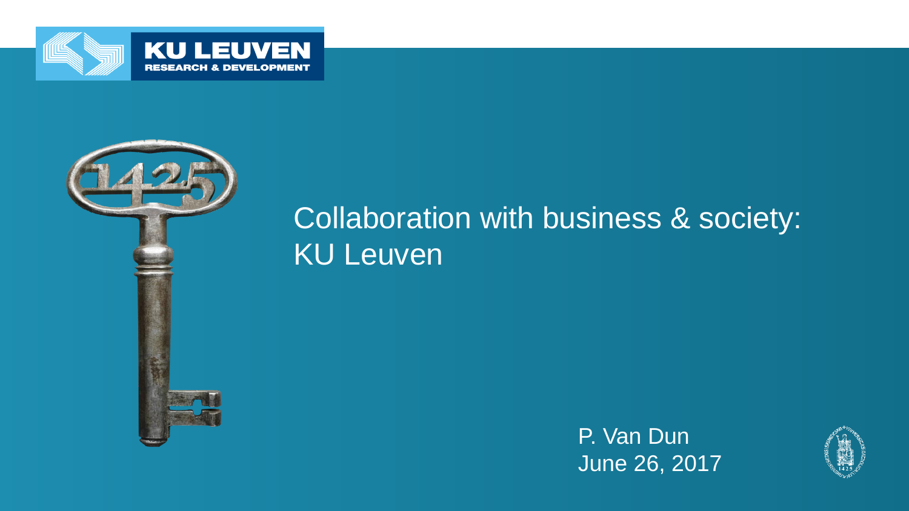KU LEUVEN
RESEARCH & DEVELOPMENT

# Collaboration with business & society: KU Leuven

P. Van Dun
June 26, 2017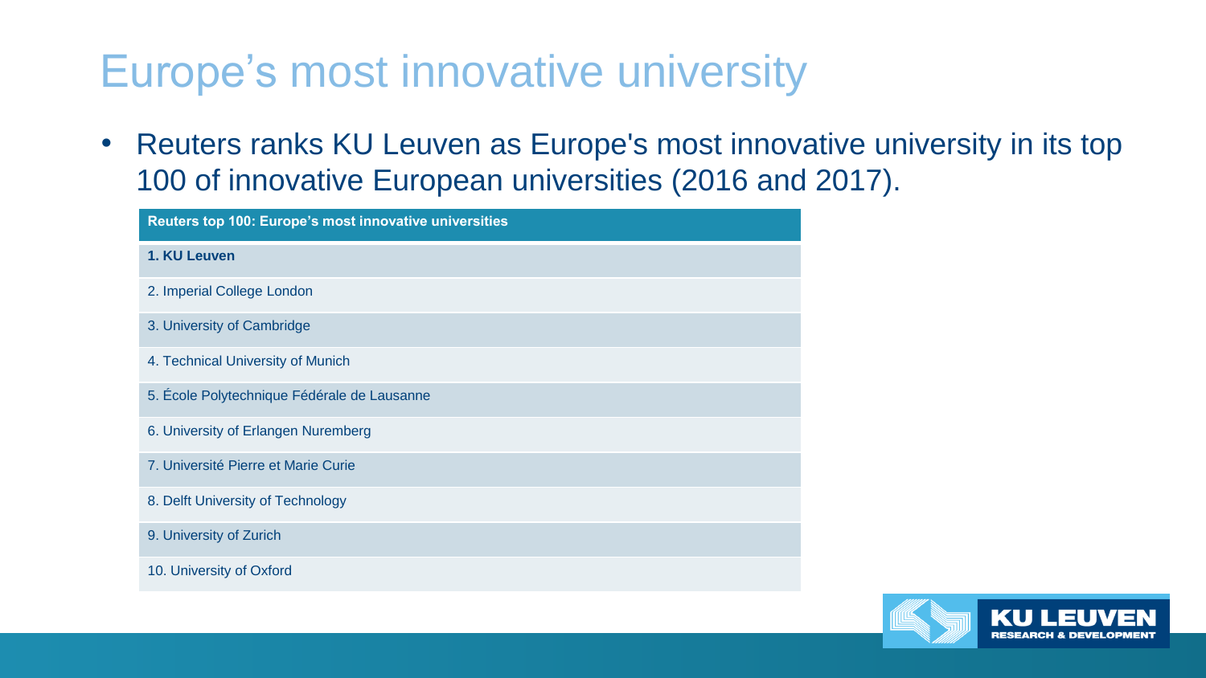# Europe's most innovative university

- Reuters ranks KU Leuven as Europe's most innovative university in its top 100 of innovative European universities (2016 and 2017).

| Reuters top 100: Europe's most innovative universities |
| --- |
| **1. KU Leuven** |
| 2. Imperial College London |
| 3. University of Cambridge |
| 4. Technical University of Munich |
| 5. École Polytechnique Fédérale de Lausanne |
| 6. University of Erlangen Nuremberg |
| 7. Université Pierre et Marie Curie |
| 8. Delft University of Technology |
| 9. University of Zurich |
| 10. University of Oxford |

KU LEUVEN
RESEARCH & DEVELOPMENT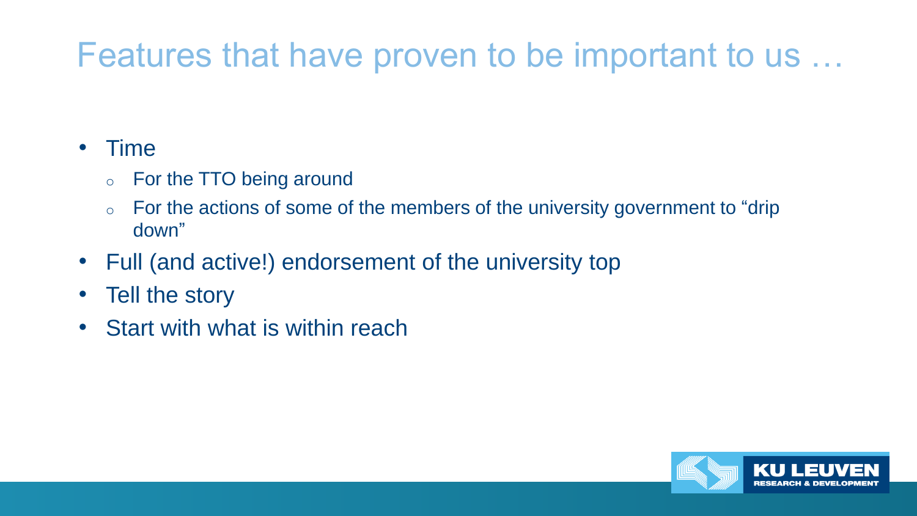# Features that have proven to be important to us …

- Time
  - For the TTO being around
  - For the actions of some of the members of the university government to “drip down”
- Full (and active!) endorsement of the university top
- Tell the story
- Start with what is within reach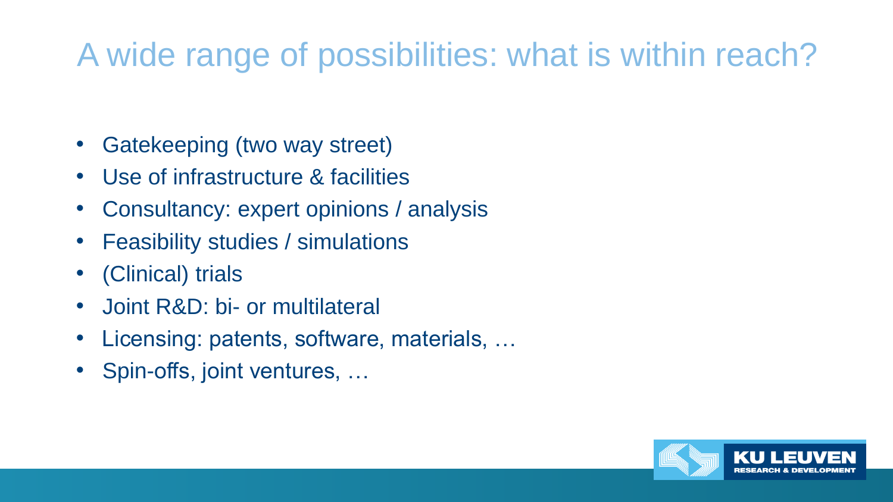# A wide range of possibilities: what is within reach?

- Gatekeeping (two way street)
- Use of infrastructure & facilities
- Consultancy: expert opinions / analysis
- Feasibility studies / simulations
- (Clinical) trials
- Joint R&D: bi- or multilateral
- Licensing: patents, software, materials, …
- Spin-offs, joint ventures, …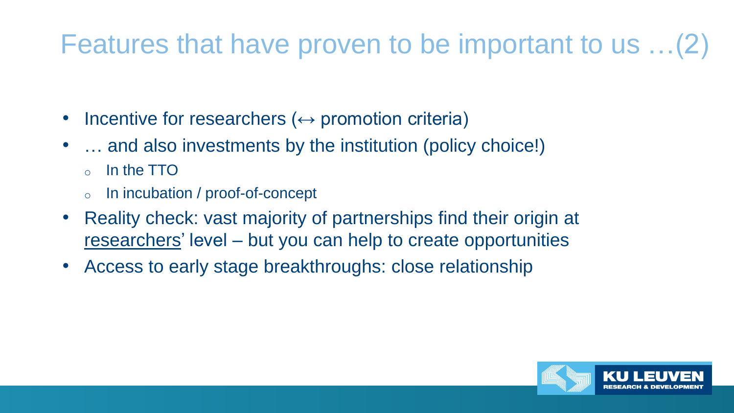# Features that have proven to be important to us …(2)

- Incentive for researchers (↔ promotion criteria)
- … and also investments by the institution (policy choice!)
  - In the TTO
  - In incubation / proof-of-concept
- Reality check: vast majority of partnerships find their origin at <u>researchers</u>' level – but you can help to create opportunities
- Access to early stage breakthroughs: close relationship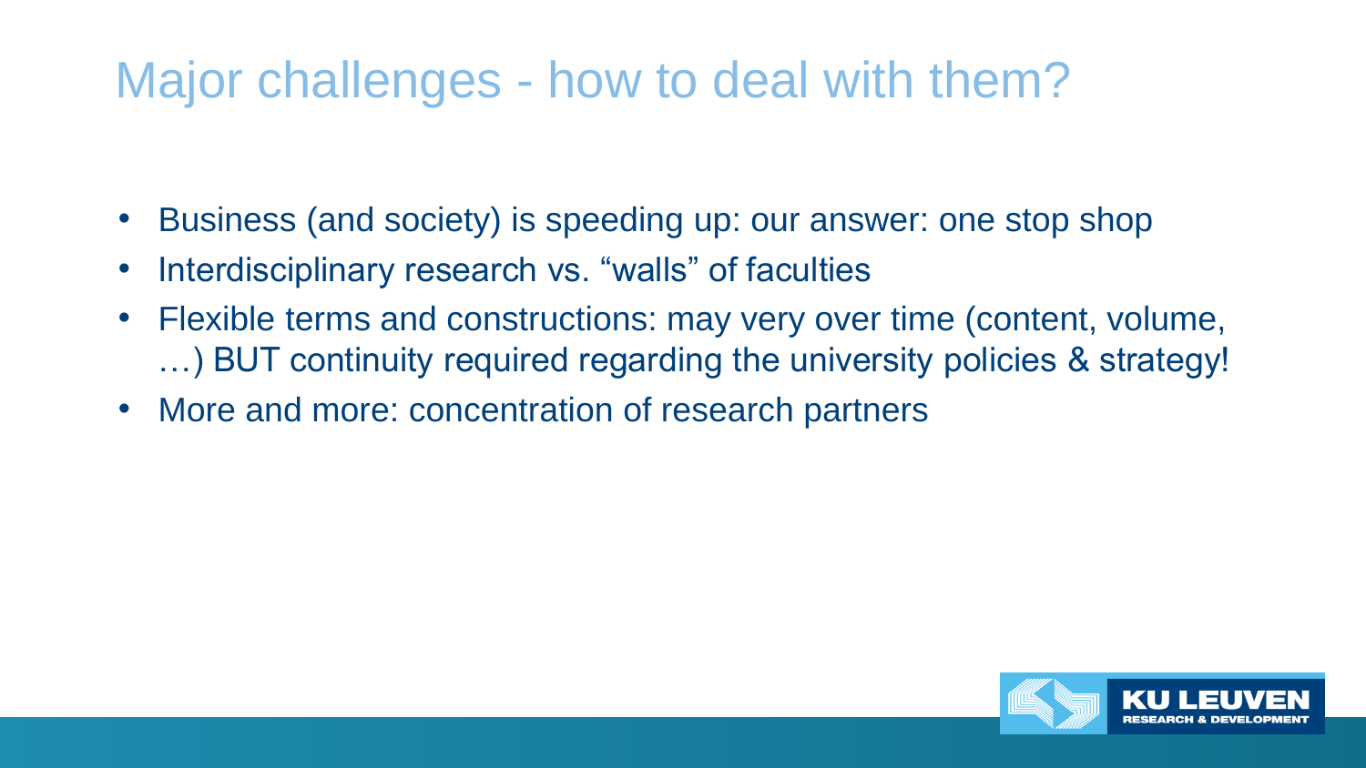# Major challenges - how to deal with them?

- Business (and society) is speeding up: our answer: one stop shop
- Interdisciplinary research vs. “walls” of faculties
- Flexible terms and constructions: may very over time (content, volume, …) BUT continuity required regarding the university policies & strategy!
- More and more: concentration of research partners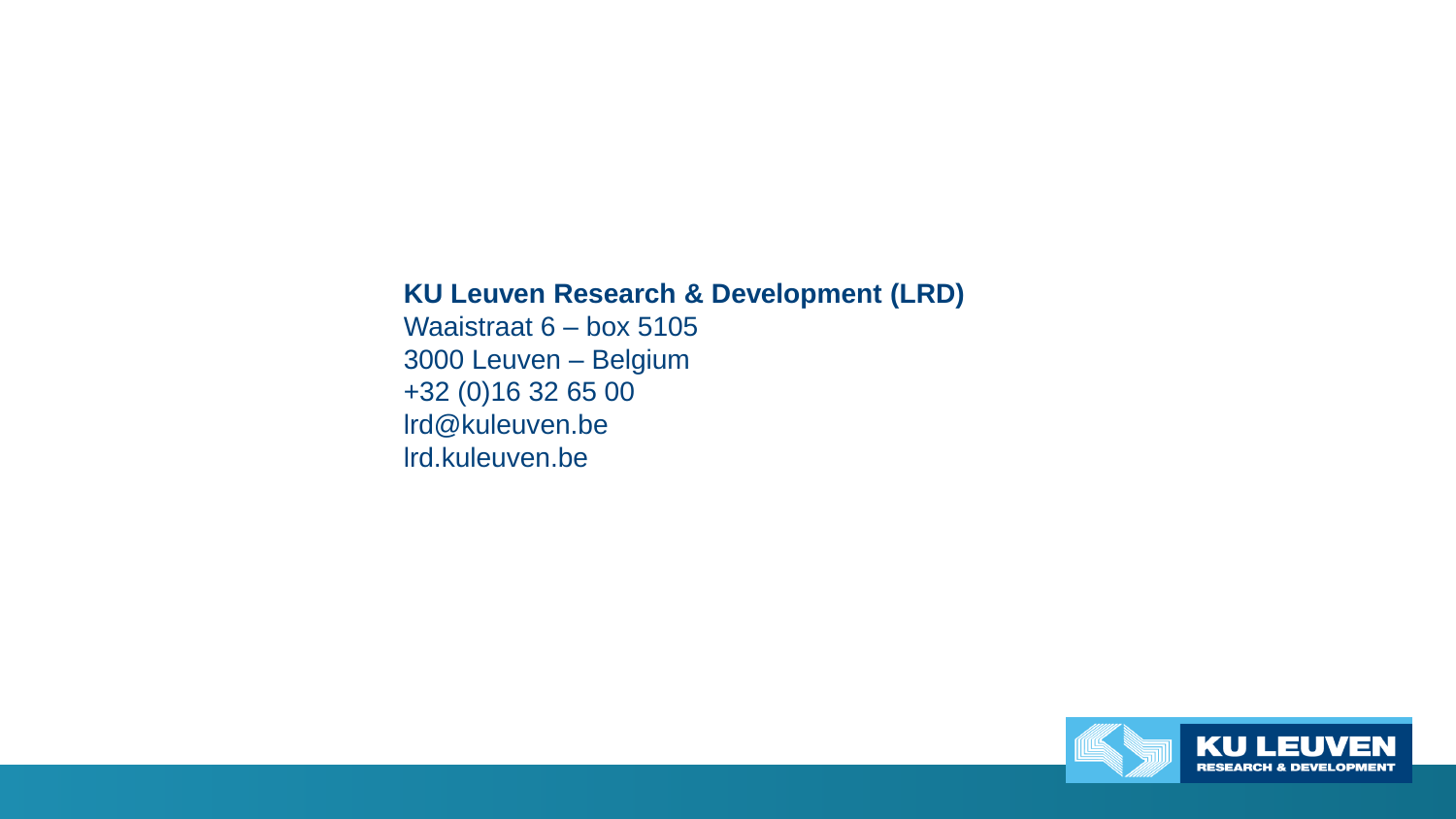**KU Leuven Research & Development (LRD)**
Waaistraat 6 – box 5105
3000 Leuven – Belgium
+32 (0)16 32 65 00
lrd@kuleuven.be
lrd.kuleuven.be